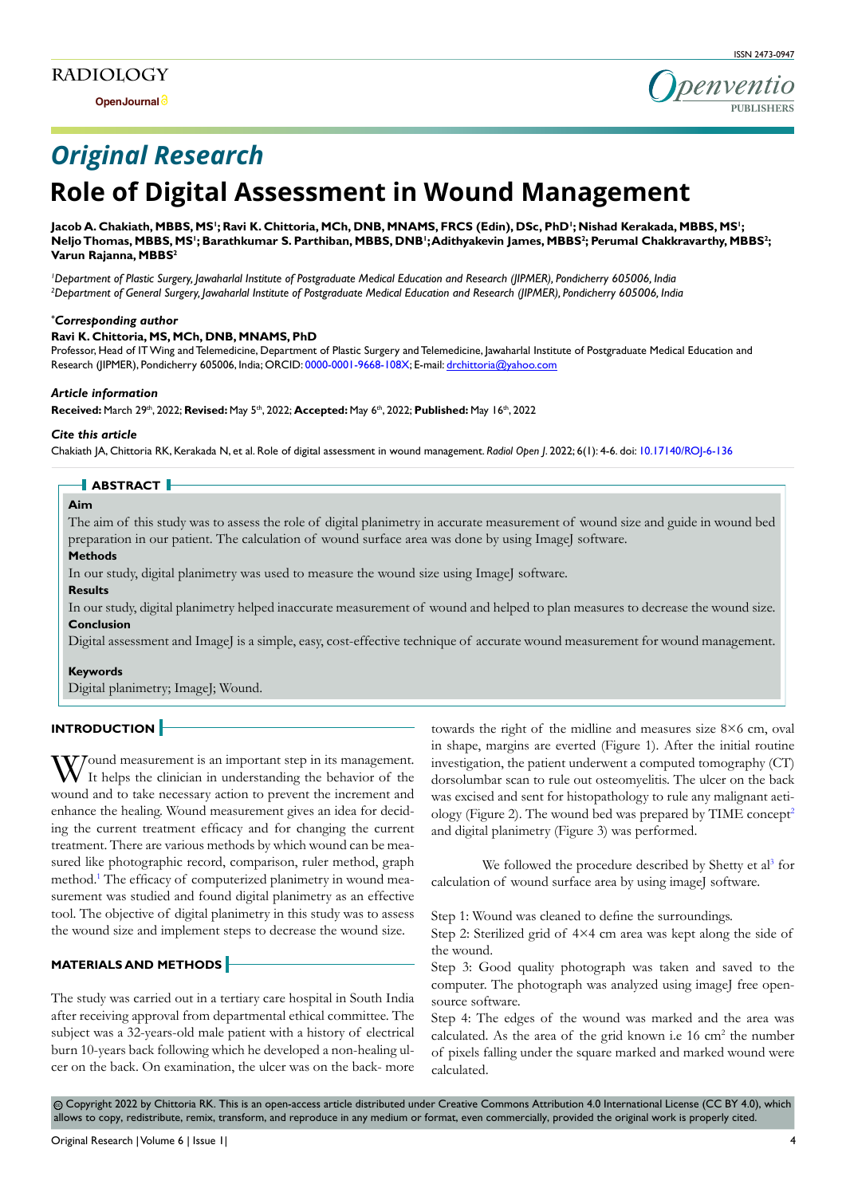## Original Research

# Role of Digital Assessment in Wound Management

**Jacob A. Chakiath, MBBS, MS[1]; Ravi K. Chittoria, MCh, DNB, MNAMS, FRCS (Edin), DSc, PhD[1]; Nishad Kerakada, MBBS, MS[1]; Neljo Thomas, MBBS, MS[1]; Barathkumar S. Parthiban, MBBS, DNB[1]; Adithyakevin James, MBBS[2]; Perumal Chakkravarthy, MBBS[2]; Varun Rajanna, MBBS[2]**

*[1]Department of Plastic Surgery, Jawaharlal Institute of Postgraduate Medical Education and Research (JIPMER), Pondicherry 605006, India*
*[2]Department of General Surgery, Jawaharlal Institute of Postgraduate Medical Education and Research (JIPMER), Pondicherry 605006, India*

***Corresponding author***
**Ravi K. Chittoria, MS, MCh, DNB, MNAMS, PhD**
Professor, Head of IT Wing and Telemedicine, Department of Plastic Surgery and Telemedicine, Jawaharlal Institute of Postgraduate Medical Education and Research (JIPMER), Pondicherry 605006, India; ORCID: 0000-0001-9668-108X; E-mail: drchittoria@yahoo.com

***Article information***
**Received:** March 29th, 2022; **Revised:** May 5th, 2022; **Accepted:** May 6th, 2022; **Published:** May 16th, 2022

***Cite this article***
Chakiath JA, Chittoria RK, Kerakada N, et al. Role of digital assessment in wound management. *Radiol Open J*. 2022; 6(1): 4-6. doi: 10.17140/ROJ-6-136

## ABSTRACT

**Aim**
The aim of this study was to assess the role of digital planimetry in accurate measurement of wound size and guide in wound bed preparation in our patient. The calculation of wound surface area was done by using ImageJ software.

**Methods**
In our study, digital planimetry was used to measure the wound size using ImageJ software.

**Results**
In our study, digital planimetry helped inaccurate measurement of wound and helped to plan measures to decrease the wound size.

**Conclusion**
Digital assessment and ImageJ is a simple, easy, cost-effective technique of accurate wound measurement for wound management.

**Keywords**
Digital planimetry; ImageJ; Wound.

## INTRODUCTION

Wound measurement is an important step in its management. It helps the clinician in understanding the behavior of the wound and to take necessary action to prevent the increment and enhance the healing. Wound measurement gives an idea for deciding the current treatment efficacy and for changing the current treatment. There are various methods by which wound can be measured like photographic record, comparison, ruler method, graph method.[1] The efficacy of computerized planimetry in wound measurement was studied and found digital planimetry as an effective tool. The objective of digital planimetry in this study was to assess the wound size and implement steps to decrease the wound size.

## MATERIALS AND METHODS

The study was carried out in a tertiary care hospital in South India after receiving approval from departmental ethical committee. The subject was a 32-years-old male patient with a history of electrical burn 10-years back following which he developed a non-healing ulcer on the back. On examination, the ulcer was on the back- more towards the right of the midline and measures size 8×6 cm, oval in shape, margins are everted (Figure 1). After the initial routine investigation, the patient underwent a computed tomography (CT) dorsolumbar scan to rule out osteomyelitis. The ulcer on the back was excised and sent for histopathology to rule any malignant aetiology (Figure 2). The wound bed was prepared by TIME concept[2] and digital planimetry (Figure 3) was performed.

We followed the procedure described by Shetty et al[3] for calculation of wound surface area by using imageJ software.

Step 1: Wound was cleaned to define the surroundings.
Step 2: Sterilized grid of 4×4 cm area was kept along the side of the wound.
Step 3: Good quality photograph was taken and saved to the computer. The photograph was analyzed using imageJ free open-source software.
Step 4: The edges of the wound was marked and the area was calculated. As the area of the grid known i.e 16 $cm^2$ the number of pixels falling under the square marked and marked wound were calculated.

Copyright 2022 by Chittoria RK. This is an open-access article distributed under Creative Commons Attribution 4.0 International License (CC BY 4.0), which allows to copy, redistribute, remix, transform, and reproduce in any medium or format, even commercially, provided the original work is properly cited.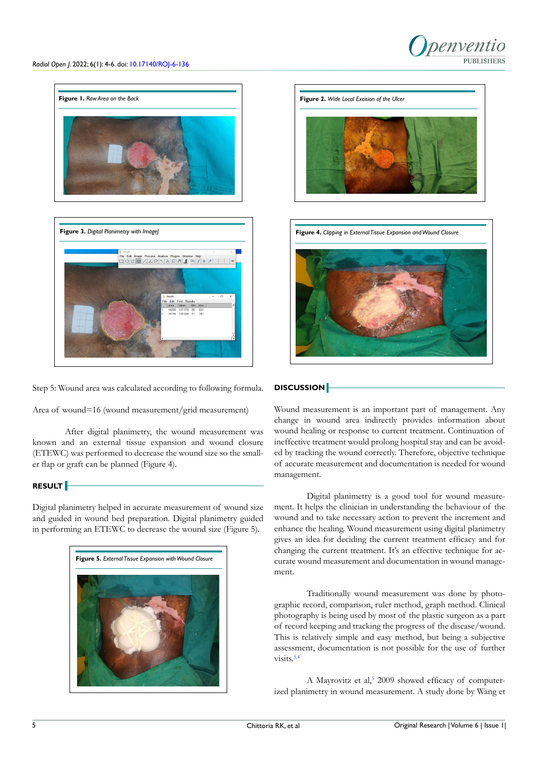Figure 1. *Raw Area on the Back*

Figure 2. *Wide Local Excision of the Ulcer*

Figure 3. *Digital Planimetry with ImageJ*

Figure 4. *Clipping in External Tissue Expansion and Wound Closure*

Step 5: Wound area was calculated according to following formula.

Area of wound=16 (wound measurement/grid measurement)

After digital planimetry, the wound measurement was known and an external tissue expansion and wound closure (ETEWC) was performed to decrease the wound size so the smaller flap or graft can be planned (Figure 4).

## RESULT

Digital planimetry helped in accurate measurement of wound size and guided in wound bed preparation. Digital planimetry guided in performing an ETEWC to decrease the wound size (Figure 5).

Figure 5. *External Tissue Expansion with Wound Closure*

## DISCUSSION

Wound measurement is an important part of management. Any change in wound area indirectly provides information about wound healing or response to current treatment. Continuation of ineffective treatment would prolong hospital stay and can be avoided by tracking the wound correctly. Therefore, objective technique of accurate measurement and documentation is needed for wound management.

Digital planimetry is a good tool for wound measurement. It helps the clinician in understanding the behaviour of the wound and to take necessary action to prevent the increment and enhance the healing. Wound measurement using digital planimetry gives an idea for deciding the current treatment efficacy and for changing the current treatment. It's an effective technique for accurate wound measurement and documentation in wound management.

Traditionally wound measurement was done by photographic record, comparison, ruler method, graph method. Clinical photography is being used by most of the plastic surgeon as a part of record keeping and tracking the progress of the disease/wound. This is relatively simple and easy method, but being a subjective assessment, documentation is not possible for the use of further visits.[3,4]

A Mayrovitz et al,[5] 2009 showed efficacy of computerized planimetry in wound measurement. A study done by Wang et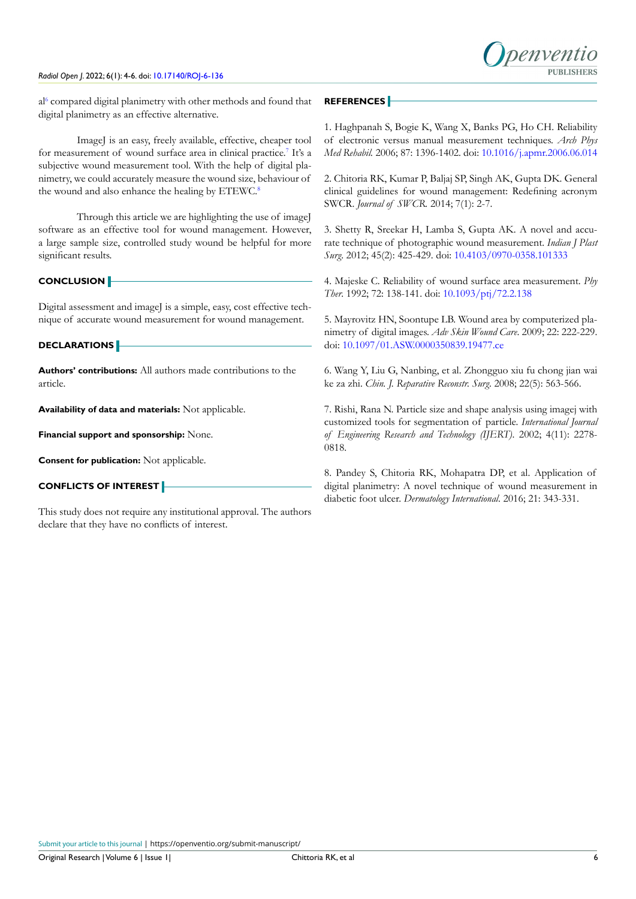al[6] compared digital planimetry with other methods and found that digital planimetry as an effective alternative.

ImageJ is an easy, freely available, effective, cheaper tool for measurement of wound surface area in clinical practice.[7] It's a subjective wound measurement tool. With the help of digital planimetry, we could accurately measure the wound size, behaviour of the wound and also enhance the healing by ETEWC.[8]

Through this article we are highlighting the use of imageJ software as an effective tool for wound management. However, a large sample size, controlled study wound be helpful for more significant results.

## CONCLUSION

Digital assessment and imageJ is a simple, easy, cost effective technique of accurate wound measurement for wound management.

## DECLARATIONS

**Authors' contributions:** All authors made contributions to the article.

**Availability of data and materials:** Not applicable.

**Financial support and sponsorship:** None.

**Consent for publication:** Not applicable.

## CONFLICTS OF INTEREST

This study does not require any institutional approval. The authors declare that they have no conflicts of interest.

## REFERENCES

1. Haghpanah S, Bogie K, Wang X, Banks PG, Ho CH. Reliability of electronic versus manual measurement techniques. *Arch Phys Med Rehabil.* 2006; 87: 1396-1402. doi: 10.1016/j.apmr.2006.06.014

2. Chitoria RK, Kumar P, Baljaj SP, Singh AK, Gupta DK. General clinical guidelines for wound management: Redefining acronym SWCR. *Journal of SWCR.* 2014; 7(1): 2-7.

3. Shetty R, Sreekar H, Lamba S, Gupta AK. A novel and accurate technique of photographic wound measurement. *Indian J Plast Surg.* 2012; 45(2): 425-429. doi: 10.4103/0970-0358.101333

4. Majeske C. Reliability of wound surface area measurement. *Phy Ther.* 1992; 72: 138-141. doi: 10.1093/ptj/72.2.138

5. Mayrovitz HN, Soontupe LB. Wound area by computerized planimetry of digital images. *Adv Skin Wound Care.* 2009; 22: 222-229. doi: 10.1097/01.ASW.0000350839.19477.ce

6. Wang Y, Liu G, Nanbing, et al. Zhongguo xiu fu chong jian wai ke za zhi. *Chin. J. Reparative Reconstr. Surg.* 2008; 22(5): 563-566.

7. Rishi, Rana N. Particle size and shape analysis using imagej with customized tools for segmentation of particle. *International Journal of Engineering Research and Technology (IJERT).* 2002; 4(11): 2278-0818.

8. Pandey S, Chitoria RK, Mohapatra DP, et al. Application of digital planimetry: A novel technique of wound measurement in diabetic foot ulcer. *Dermatology International.* 2016; 21: 343-331.